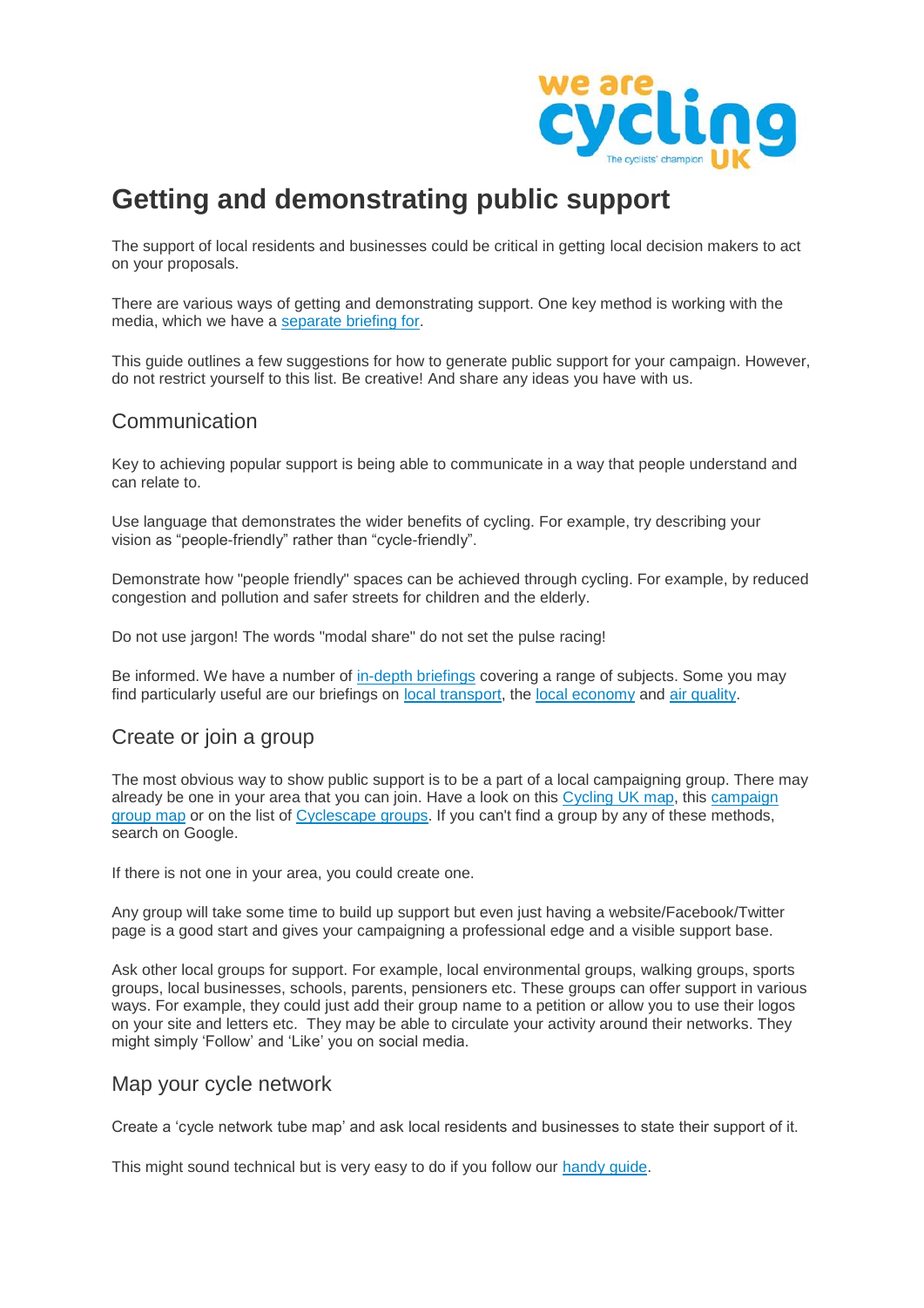# Getting and demonstrating public support

The support of local residents and businesses could be critical in getting local decision makers to act on your proposals.

There are various ways of getting and demonstrating support. One key method is working with the media, which we have a separate briefing for.

This guide outlines a few suggestions for how to generate public support for your campaign. However, do not restrict yourself to this list. Be creative! And share any ideas you have with us.

## Communication

Key to achieving popular support is being able to communicate in a way that people understand and can relate to.

Use language that demonstrates the wider benefits of cycling. For example, try describing your vision as “people-friendly” rather than “cycle-friendly”.

Demonstrate how "people friendly" spaces can be achieved through cycling. For example, by reduced congestion and pollution and safer streets for children and the elderly.

Do not use jargon! The words "modal share" do not set the pulse racing!

Be informed. We have a number of in-depth briefings covering a range of subjects. Some you may find particularly useful are our briefings on local transport, the local economy and air quality.

## Create or join a group

The most obvious way to show public support is to be a part of a local campaigning group. There may already be one in your area that you can join. Have a look on this Cycling UK map, this campaign group map or on the list of Cyclescape groups. If you can't find a group by any of these methods, search on Google.

If there is not one in your area, you could create one.

Any group will take some time to build up support but even just having a website/Facebook/Twitter page is a good start and gives your campaigning a professional edge and a visible support base.

Ask other local groups for support. For example, local environmental groups, walking groups, sports groups, local businesses, schools, parents, pensioners etc. These groups can offer support in various ways. For example, they could just add their group name to a petition or allow you to use their logos on your site and letters etc. They may be able to circulate your activity around their networks. They might simply ‘Follow’ and ‘Like’ you on social media.

## Map your cycle network

Create a ‘cycle network tube map’ and ask local residents and businesses to state their support of it.

This might sound technical but is very easy to do if you follow our handy guide.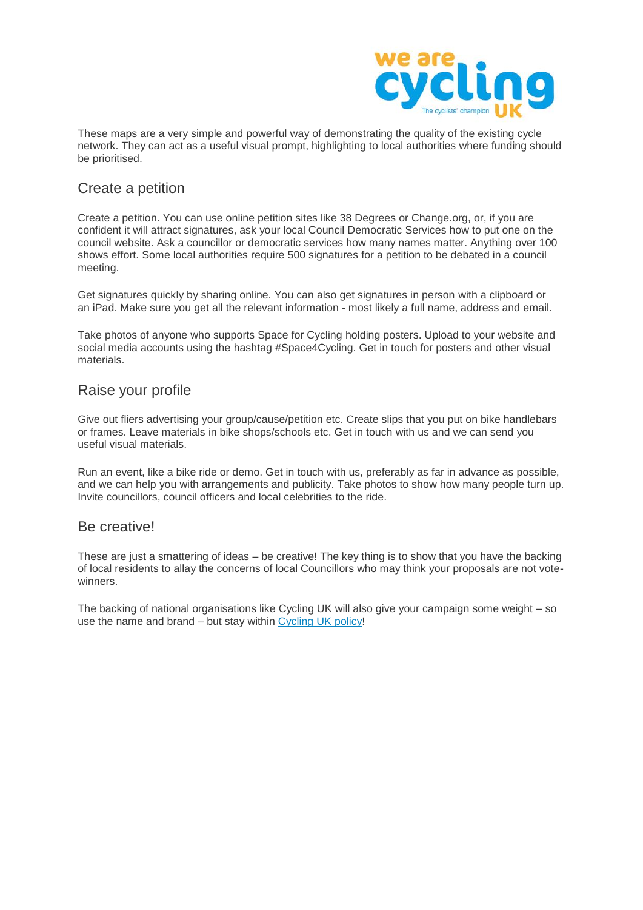These maps are a very simple and powerful way of demonstrating the quality of the existing cycle network. They can act as a useful visual prompt, highlighting to local authorities where funding should be prioritised.

## Create a petition

Create a petition. You can use online petition sites like 38 Degrees or Change.org, or, if you are confident it will attract signatures, ask your local Council Democratic Services how to put one on the council website. Ask a councillor or democratic services how many names matter. Anything over 100 shows effort. Some local authorities require 500 signatures for a petition to be debated in a council meeting.

Get signatures quickly by sharing online. You can also get signatures in person with a clipboard or an iPad. Make sure you get all the relevant information - most likely a full name, address and email.

Take photos of anyone who supports Space for Cycling holding posters. Upload to your website and social media accounts using the hashtag #Space4Cycling. Get in touch for posters and other visual materials.

## Raise your profile

Give out fliers advertising your group/cause/petition etc. Create slips that you put on bike handlebars or frames. Leave materials in bike shops/schools etc. Get in touch with us and we can send you useful visual materials.

Run an event, like a bike ride or demo. Get in touch with us, preferably as far in advance as possible, and we can help you with arrangements and publicity. Take photos to show how many people turn up. Invite councillors, council officers and local celebrities to the ride.

## Be creative!

These are just a smattering of ideas – be creative! The key thing is to show that you have the backing of local residents to allay the concerns of local Councillors who may think your proposals are not vote-winners.

The backing of national organisations like Cycling UK will also give your campaign some weight – so use the name and brand – but stay within Cycling UK policy!